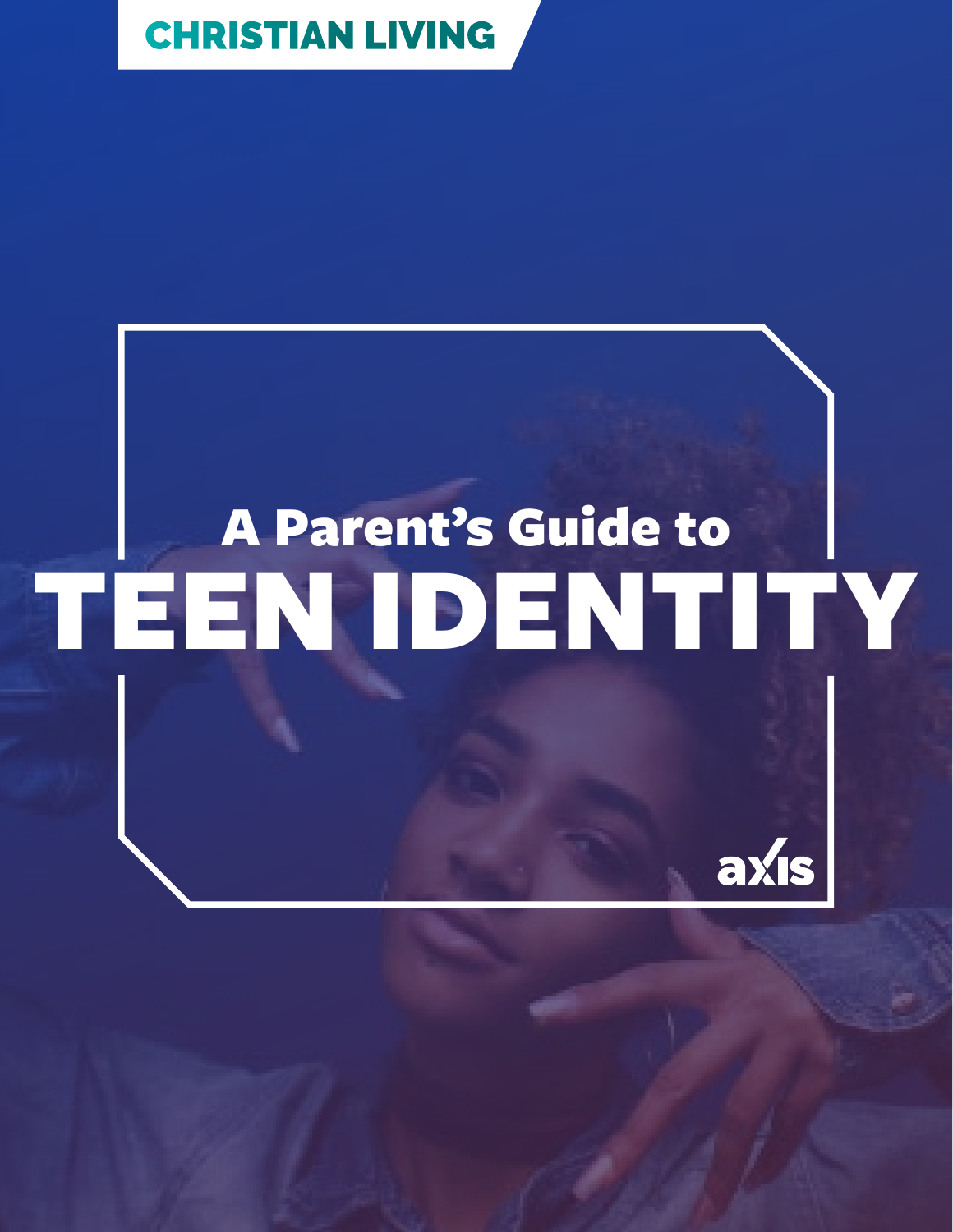CHRISTIAN LIVING

# A Parent's Guide to TEEN IDENTITY

axis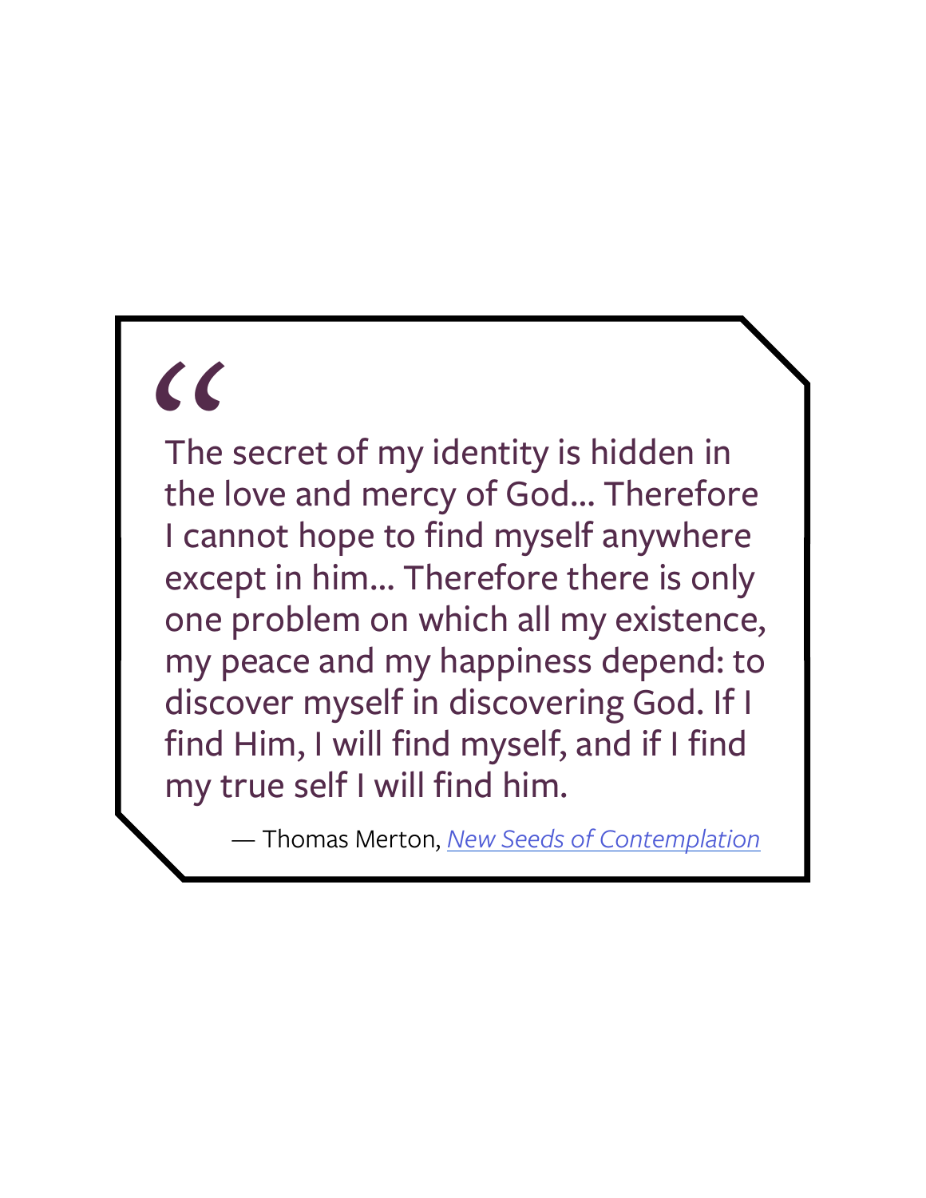> The secret of my identity is hidden in the love and mercy of God... Therefore I cannot hope to find myself anywhere except in him... Therefore there is only one problem on which all my existence, my peace and my happiness depend: to discover myself in discovering God. If I find Him, I will find myself, and if I find my true self I will find him.
>
> — Thomas Merton, *New Seeds of Contemplation*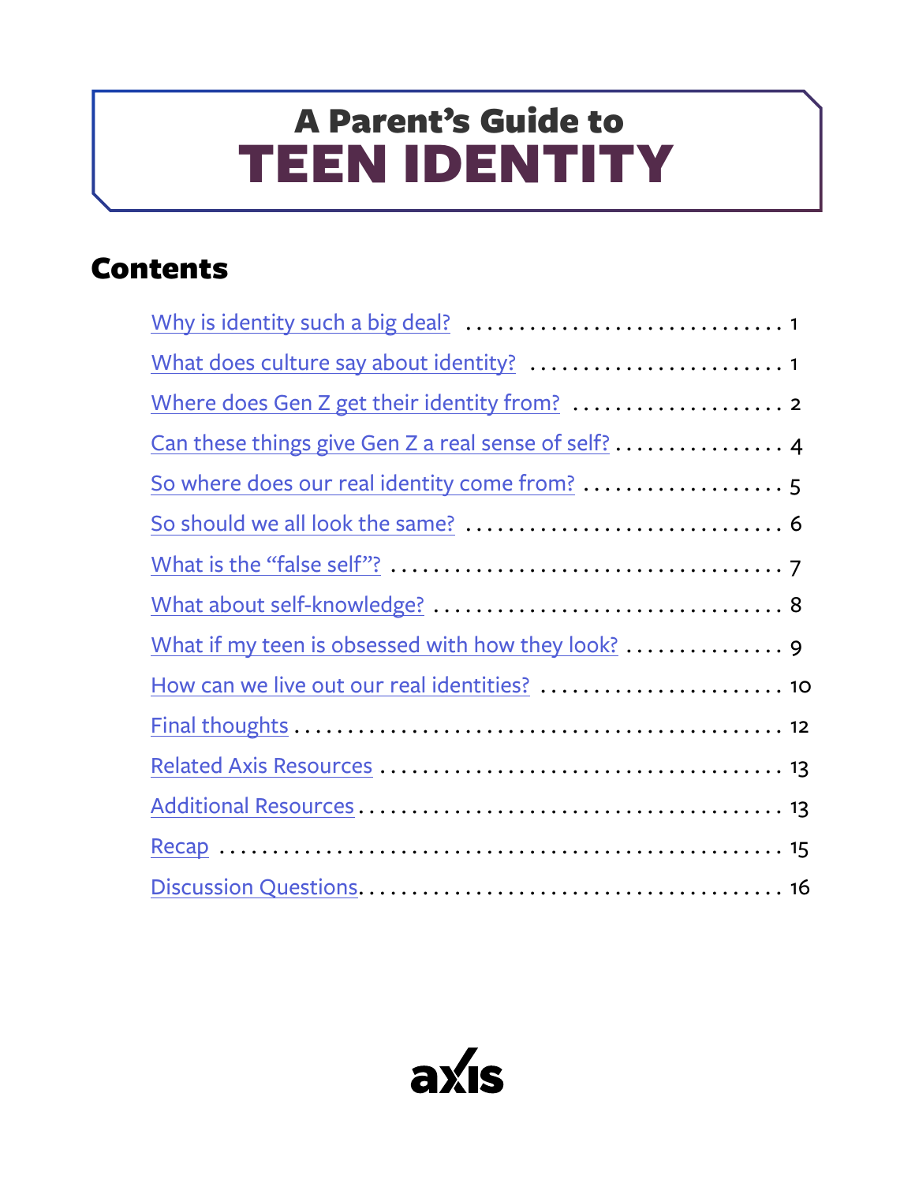# A Parent's Guide to TEEN IDENTITY

## Contents

- Why is identity such a big deal? . . . . . . . . . . . . . . . . . . . . . . . . . . . . . . 1
- What does culture say about identity? . . . . . . . . . . . . . . . . . . . . . . . . 1
- Where does Gen Z get their identity from? . . . . . . . . . . . . . . . . . . . . 2
- Can these things give Gen Z a real sense of self? . . . . . . . . . . . . . . . . 4
- So where does our real identity come from? . . . . . . . . . . . . . . . . . . . 5
- So should we all look the same? . . . . . . . . . . . . . . . . . . . . . . . . . . . . . 6
- What is the "false self"? . . . . . . . . . . . . . . . . . . . . . . . . . . . . . . . . . . . 7
- What about self-knowledge? . . . . . . . . . . . . . . . . . . . . . . . . . . . . . . . . 8
- What if my teen is obsessed with how they look? . . . . . . . . . . . . . . . 9
- How can we live out our real identities? . . . . . . . . . . . . . . . . . . . . . . . 10
- Final thoughts . . . . . . . . . . . . . . . . . . . . . . . . . . . . . . . . . . . . . . . . . . . 12
- Related Axis Resources . . . . . . . . . . . . . . . . . . . . . . . . . . . . . . . . . . . . 13
- Additional Resources . . . . . . . . . . . . . . . . . . . . . . . . . . . . . . . . . . . . . . 13
- Recap . . . . . . . . . . . . . . . . . . . . . . . . . . . . . . . . . . . . . . . . . . . . . . . . . . 15
- Discussion Questions . . . . . . . . . . . . . . . . . . . . . . . . . . . . . . . . . . . . . . 16

axis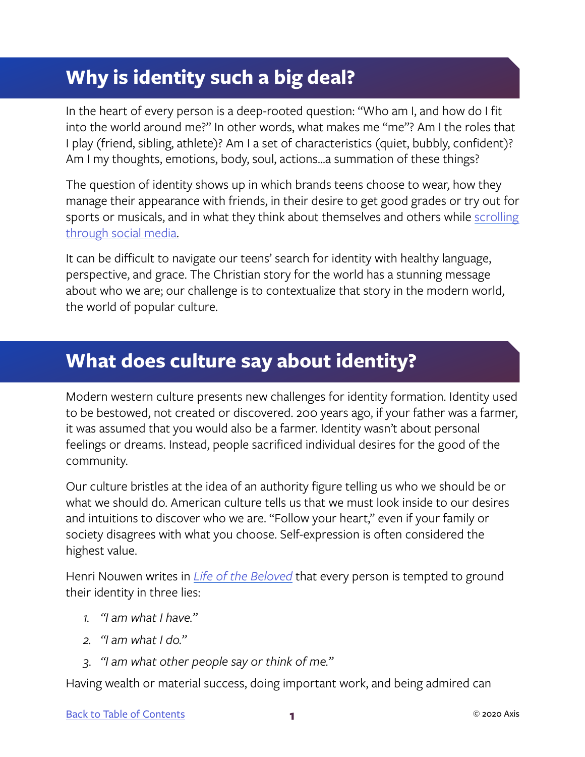## Why is identity such a big deal?

In the heart of every person is a deep-rooted question: "Who am I, and how do I fit into the world around me?" In other words, what makes me "me"? Am I the roles that I play (friend, sibling, athlete)? Am I a set of characteristics (quiet, bubbly, confident)? Am I my thoughts, emotions, body, soul, actions...a summation of these things?

The question of identity shows up in which brands teens choose to wear, how they manage their appearance with friends, in their desire to get good grades or try out for sports or musicals, and in what they think about themselves and others while scrolling through social media.

It can be difficult to navigate our teens' search for identity with healthy language, perspective, and grace. The Christian story for the world has a stunning message about who we are; our challenge is to contextualize that story in the modern world, the world of popular culture.

## What does culture say about identity?

Modern western culture presents new challenges for identity formation. Identity used to be bestowed, not created or discovered. 200 years ago, if your father was a farmer, it was assumed that you would also be a farmer. Identity wasn't about personal feelings or dreams. Instead, people sacrificed individual desires for the good of the community.

Our culture bristles at the idea of an authority figure telling us who we should be or what we should do. American culture tells us that we must look inside to our desires and intuitions to discover who we are. "Follow your heart," even if your family or society disagrees with what you choose. Self-expression is often considered the highest value.

Henri Nouwen writes in *Life of the Beloved* that every person is tempted to ground their identity in three lies:

1. *"I am what I have."*
2. *"I am what I do."*
3. *"I am what other people say or think of me."*

Having wealth or material success, doing important work, and being admired can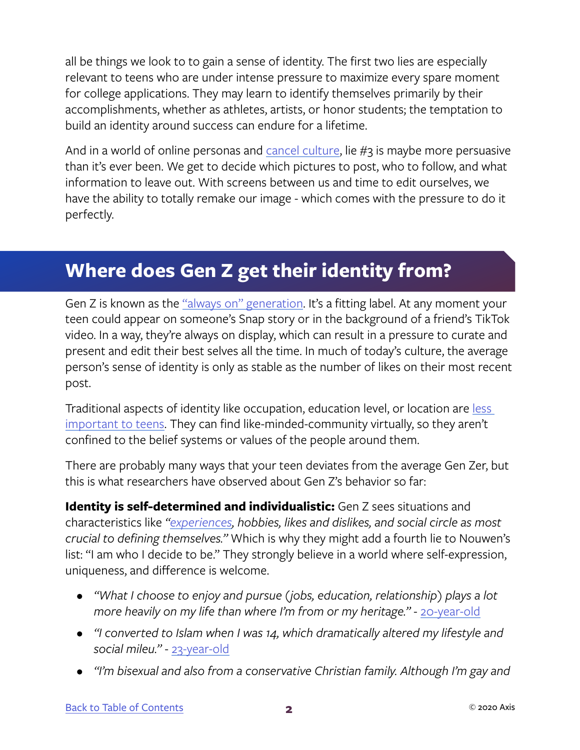all be things we look to to gain a sense of identity. The first two lies are especially relevant to teens who are under intense pressure to maximize every spare moment for college applications. They may learn to identify themselves primarily by their accomplishments, whether as athletes, artists, or honor students; the temptation to build an identity around success can endure for a lifetime.

And in a world of online personas and cancel culture, lie #3 is maybe more persuasive than it's ever been. We get to decide which pictures to post, who to follow, and what information to leave out. With screens between us and time to edit ourselves, we have the ability to totally remake our image - which comes with the pressure to do it perfectly.

## Where does Gen Z get their identity from?

Gen Z is known as the "always on" generation. It's a fitting label. At any moment your teen could appear on someone's Snap story or in the background of a friend's TikTok video. In a way, they're always on display, which can result in a pressure to curate and present and edit their best selves all the time. In much of today's culture, the average person's sense of identity is only as stable as the number of likes on their most recent post.

Traditional aspects of identity like occupation, education level, or location are less important to teens. They can find like-minded-community virtually, so they aren't confined to the belief systems or values of the people around them.

There are probably many ways that your teen deviates from the average Gen Zer, but this is what researchers have observed about Gen Z's behavior so far:

**Identity is self-determined and individualistic:** Gen Z sees situations and characteristics like *"experiences, hobbies, likes and dislikes, and social circle as most crucial to defining themselves."* Which is why they might add a fourth lie to Nouwen's list: "I am who I decide to be." They strongly believe in a world where self-expression, uniqueness, and difference is welcome.

- *"What I choose to enjoy and pursue (jobs, education, relationship) plays a lot more heavily on my life than where I'm from or my heritage."* - 20-year-old
- *"I converted to Islam when I was 14, which dramatically altered my lifestyle and social mileu."* - 23-year-old
- *"I'm bisexual and also from a conservative Christian family. Although I'm gay and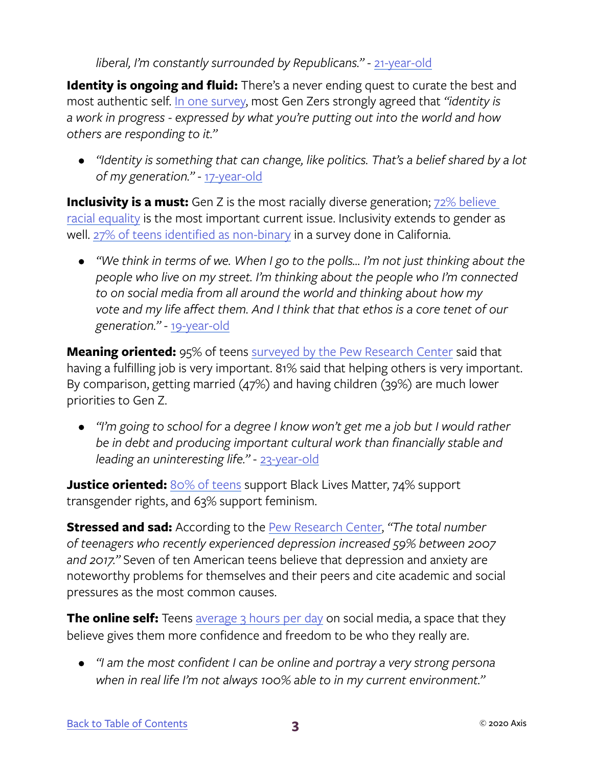liberal, I'm constantly surrounded by Republicans." - 21-year-old

**Identity is ongoing and fluid:** There's a never ending quest to curate the best and most authentic self. In one survey, most Gen Zers strongly agreed that *"identity is a work in progress - expressed by what you're putting out into the world and how others are responding to it."*

- *"Identity is something that can change, like politics. That's a belief shared by a lot of my generation."* - 17-year-old

**Inclusivity is a must:** Gen Z is the most racially diverse generation; 72% believe racial equality is the most important current issue. Inclusivity extends to gender as well. 27% of teens identified as non-binary in a survey done in California.

- *"We think in terms of we. When I go to the polls... I'm not just thinking about the people who live on my street. I'm thinking about the people who I'm connected to on social media from all around the world and thinking about how my vote and my life affect them. And I think that that ethos is a core tenet of our generation."* - 19-year-old

**Meaning oriented:** 95% of teens surveyed by the Pew Research Center said that having a fulfilling job is very important. 81% said that helping others is very important. By comparison, getting married (47%) and having children (39%) are much lower priorities to Gen Z.

- *"I'm going to school for a degree I know won't get me a job but I would rather be in debt and producing important cultural work than financially stable and leading an uninteresting life."* - 23-year-old

**Justice oriented:** 80% of teens support Black Lives Matter, 74% support transgender rights, and 63% support feminism.

**Stressed and sad:** According to the Pew Research Center, *"The total number of teenagers who recently experienced depression increased 59% between 2007 and 2017."* Seven of ten American teens believe that depression and anxiety are noteworthy problems for themselves and their peers and cite academic and social pressures as the most common causes.

**The online self:** Teens average 3 hours per day on social media, a space that they believe gives them more confidence and freedom to be who they really are.

- *"I am the most confident I can be online and portray a very strong persona when in real life I'm not always 100% able to in my current environment."*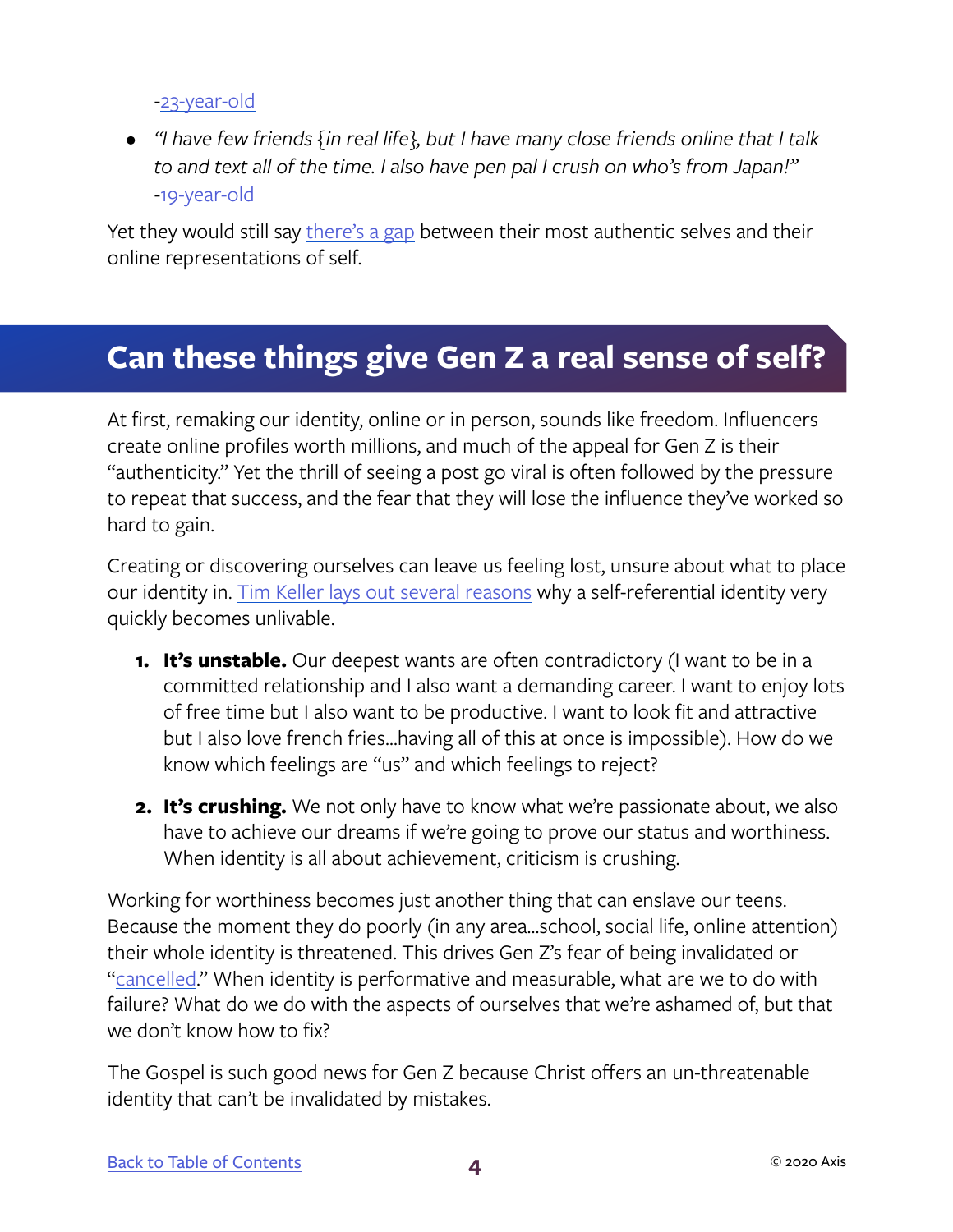-23-year-old

- *"I have few friends {in real life}, but I have many close friends online that I talk to and text all of the time. I also have pen pal I crush on who's from Japan!"* -19-year-old

Yet they would still say there's a gap between their most authentic selves and their online representations of self.

## Can these things give Gen Z a real sense of self?

At first, remaking our identity, online or in person, sounds like freedom. Influencers create online profiles worth millions, and much of the appeal for Gen Z is their "authenticity." Yet the thrill of seeing a post go viral is often followed by the pressure to repeat that success, and the fear that they will lose the influence they've worked so hard to gain.

Creating or discovering ourselves can leave us feeling lost, unsure about what to place our identity in. Tim Keller lays out several reasons why a self-referential identity very quickly becomes unlivable.

1. **It's unstable.** Our deepest wants are often contradictory (I want to be in a committed relationship and I also want a demanding career. I want to enjoy lots of free time but I also want to be productive. I want to look fit and attractive but I also love french fries...having all of this at once is impossible). How do we know which feelings are "us" and which feelings to reject?
2. **It's crushing.** We not only have to know what we're passionate about, we also have to achieve our dreams if we're going to prove our status and worthiness. When identity is all about achievement, criticism is crushing.

Working for worthiness becomes just another thing that can enslave our teens. Because the moment they do poorly (in any area...school, social life, online attention) their whole identity is threatened. This drives Gen Z's fear of being invalidated or "cancelled." When identity is performative and measurable, what are we to do with failure? What do we do with the aspects of ourselves that we're ashamed of, but that we don't know how to fix?

The Gospel is such good news for Gen Z because Christ offers an un-threatenable identity that can't be invalidated by mistakes.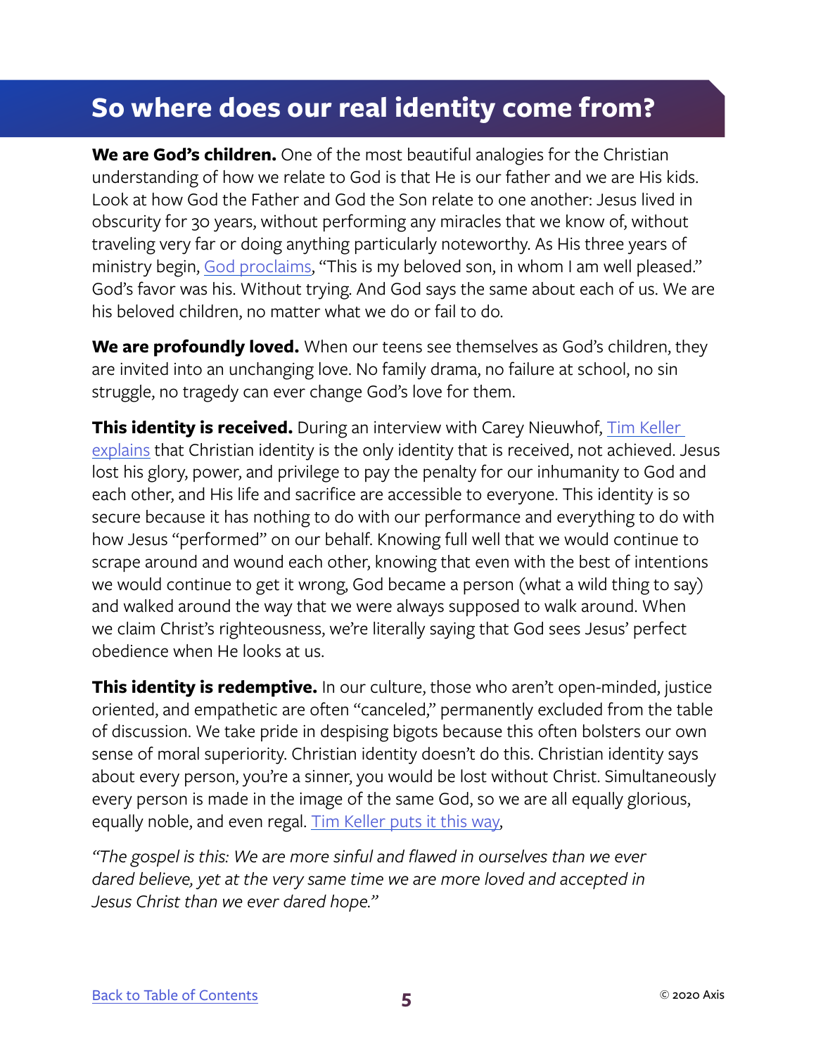## So where does our real identity come from?

**We are God's children.** One of the most beautiful analogies for the Christian understanding of how we relate to God is that He is our father and we are His kids. Look at how God the Father and God the Son relate to one another: Jesus lived in obscurity for 30 years, without performing any miracles that we know of, without traveling very far or doing anything particularly noteworthy. As His three years of ministry begin, God proclaims, "This is my beloved son, in whom I am well pleased." God's favor was his. Without trying. And God says the same about each of us. We are his beloved children, no matter what we do or fail to do.

**We are profoundly loved.** When our teens see themselves as God's children, they are invited into an unchanging love. No family drama, no failure at school, no sin struggle, no tragedy can ever change God's love for them.

**This identity is received.** During an interview with Carey Nieuwhof, Tim Keller explains that Christian identity is the only identity that is received, not achieved. Jesus lost his glory, power, and privilege to pay the penalty for our inhumanity to God and each other, and His life and sacrifice are accessible to everyone. This identity is so secure because it has nothing to do with our performance and everything to do with how Jesus "performed" on our behalf. Knowing full well that we would continue to scrape around and wound each other, knowing that even with the best of intentions we would continue to get it wrong, God became a person (what a wild thing to say) and walked around the way that we were always supposed to walk around. When we claim Christ's righteousness, we're literally saying that God sees Jesus' perfect obedience when He looks at us.

**This identity is redemptive.** In our culture, those who aren't open-minded, justice oriented, and empathetic are often "canceled," permanently excluded from the table of discussion. We take pride in despising bigots because this often bolsters our own sense of moral superiority. Christian identity doesn't do this. Christian identity says about every person, you're a sinner, you would be lost without Christ. Simultaneously every person is made in the image of the same God, so we are all equally glorious, equally noble, and even regal. Tim Keller puts it this way,

*"The gospel is this: We are more sinful and flawed in ourselves than we ever dared believe, yet at the very same time we are more loved and accepted in Jesus Christ than we ever dared hope."*

Back to Table of Contents

© 2020 Axis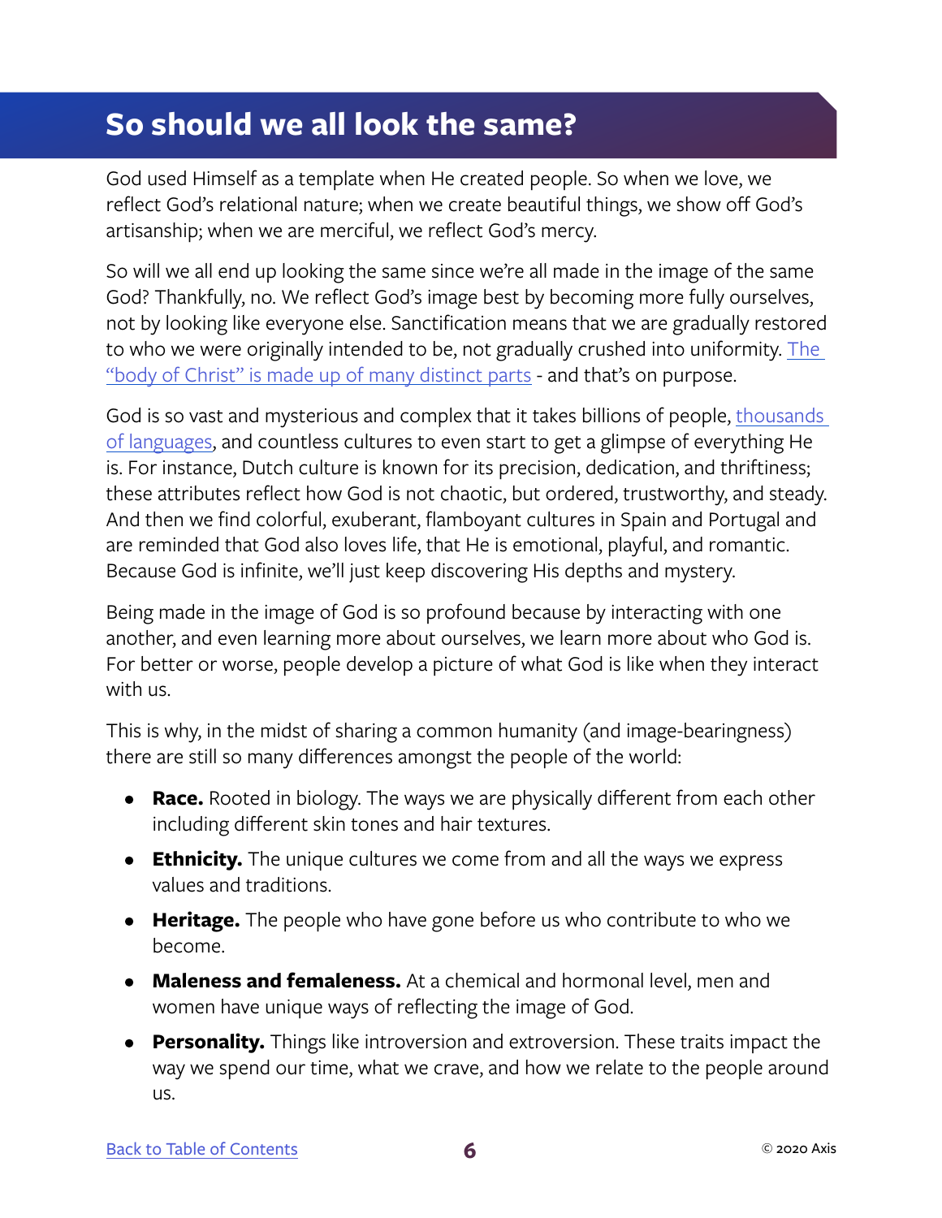## So should we all look the same?

God used Himself as a template when He created people. So when we love, we reflect God's relational nature; when we create beautiful things, we show off God's artisanship; when we are merciful, we reflect God's mercy.

So will we all end up looking the same since we're all made in the image of the same God? Thankfully, no. We reflect God's image best by becoming more fully ourselves, not by looking like everyone else. Sanctification means that we are gradually restored to who we were originally intended to be, not gradually crushed into uniformity. The "body of Christ" is made up of many distinct parts - and that's on purpose.

God is so vast and mysterious and complex that it takes billions of people, thousands of languages, and countless cultures to even start to get a glimpse of everything He is. For instance, Dutch culture is known for its precision, dedication, and thriftiness; these attributes reflect how God is not chaotic, but ordered, trustworthy, and steady. And then we find colorful, exuberant, flamboyant cultures in Spain and Portugal and are reminded that God also loves life, that He is emotional, playful, and romantic. Because God is infinite, we'll just keep discovering His depths and mystery.

Being made in the image of God is so profound because by interacting with one another, and even learning more about ourselves, we learn more about who God is. For better or worse, people develop a picture of what God is like when they interact with us.

This is why, in the midst of sharing a common humanity (and image-bearingness) there are still so many differences amongst the people of the world:

- **Race.** Rooted in biology. The ways we are physically different from each other including different skin tones and hair textures.
- **Ethnicity.** The unique cultures we come from and all the ways we express values and traditions.
- **Heritage.** The people who have gone before us who contribute to who we become.
- **Maleness and femaleness.** At a chemical and hormonal level, men and women have unique ways of reflecting the image of God.
- **Personality.** Things like introversion and extroversion. These traits impact the way we spend our time, what we crave, and how we relate to the people around us.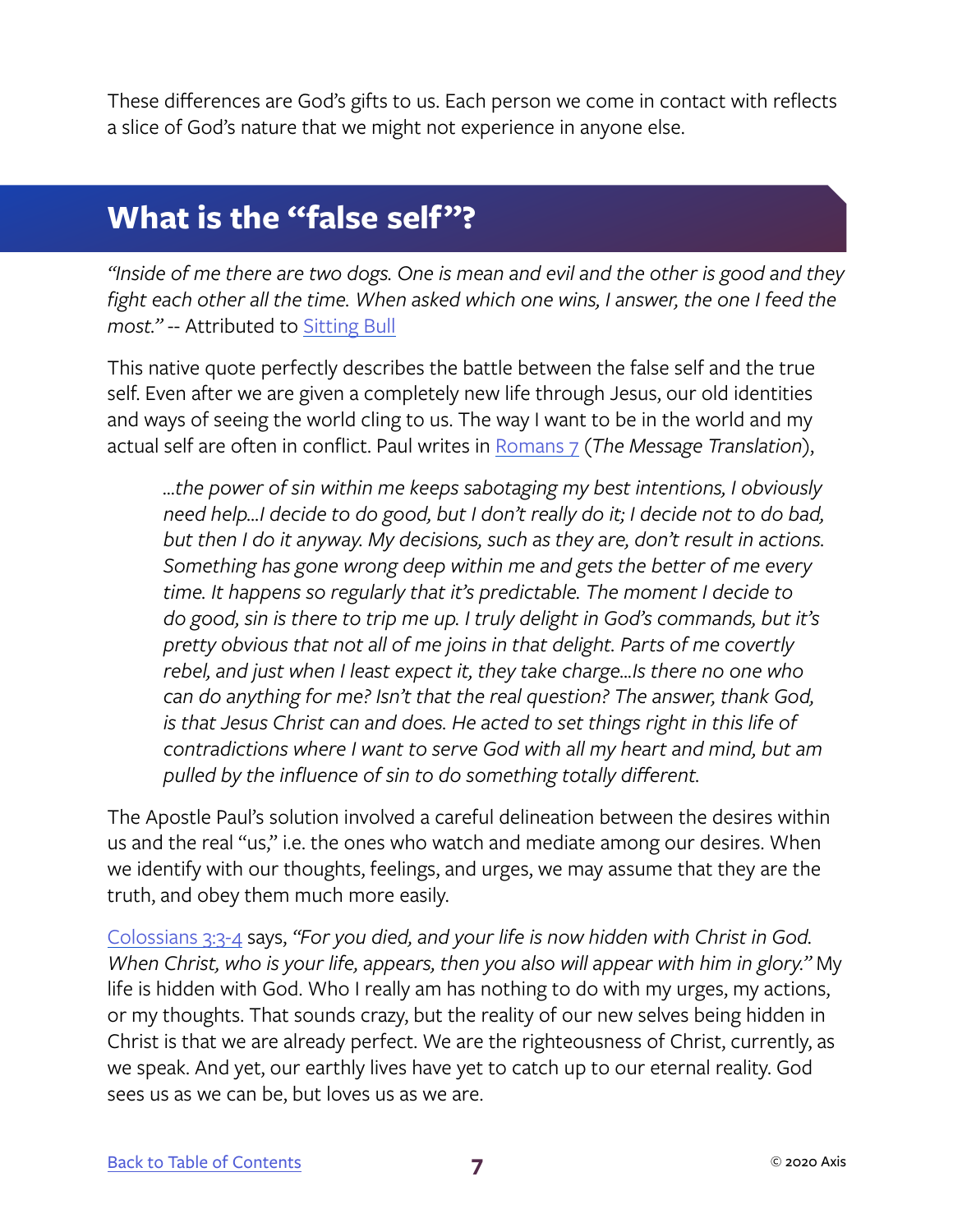These differences are God's gifts to us. Each person we come in contact with reflects a slice of God's nature that we might not experience in anyone else.

## What is the "false self"?

*"Inside of me there are two dogs. One is mean and evil and the other is good and they fight each other all the time. When asked which one wins, I answer, the one I feed the most."* -- Attributed to Sitting Bull

This native quote perfectly describes the battle between the false self and the true self. Even after we are given a completely new life through Jesus, our old identities and ways of seeing the world cling to us. The way I want to be in the world and my actual self are often in conflict. Paul writes in Romans 7 (*The Message Translation*),

> *...the power of sin within me keeps sabotaging my best intentions, I obviously need help...I decide to do good, but I don't really do it; I decide not to do bad, but then I do it anyway. My decisions, such as they are, don't result in actions. Something has gone wrong deep within me and gets the better of me every time. It happens so regularly that it's predictable. The moment I decide to do good, sin is there to trip me up. I truly delight in God's commands, but it's pretty obvious that not all of me joins in that delight. Parts of me covertly rebel, and just when I least expect it, they take charge...Is there no one who can do anything for me? Isn't that the real question? The answer, thank God, is that Jesus Christ can and does. He acted to set things right in this life of contradictions where I want to serve God with all my heart and mind, but am pulled by the influence of sin to do something totally different.*

The Apostle Paul's solution involved a careful delineation between the desires within us and the real "us," i.e. the ones who watch and mediate among our desires. When we identify with our thoughts, feelings, and urges, we may assume that they are the truth, and obey them much more easily.

Colossians 3:3-4 says, *"For you died, and your life is now hidden with Christ in God. When Christ, who is your life, appears, then you also will appear with him in glory."* My life is hidden with God. Who I really am has nothing to do with my urges, my actions, or my thoughts. That sounds crazy, but the reality of our new selves being hidden in Christ is that we are already perfect. We are the righteousness of Christ, currently, as we speak. And yet, our earthly lives have yet to catch up to our eternal reality. God sees us as we can be, but loves us as we are.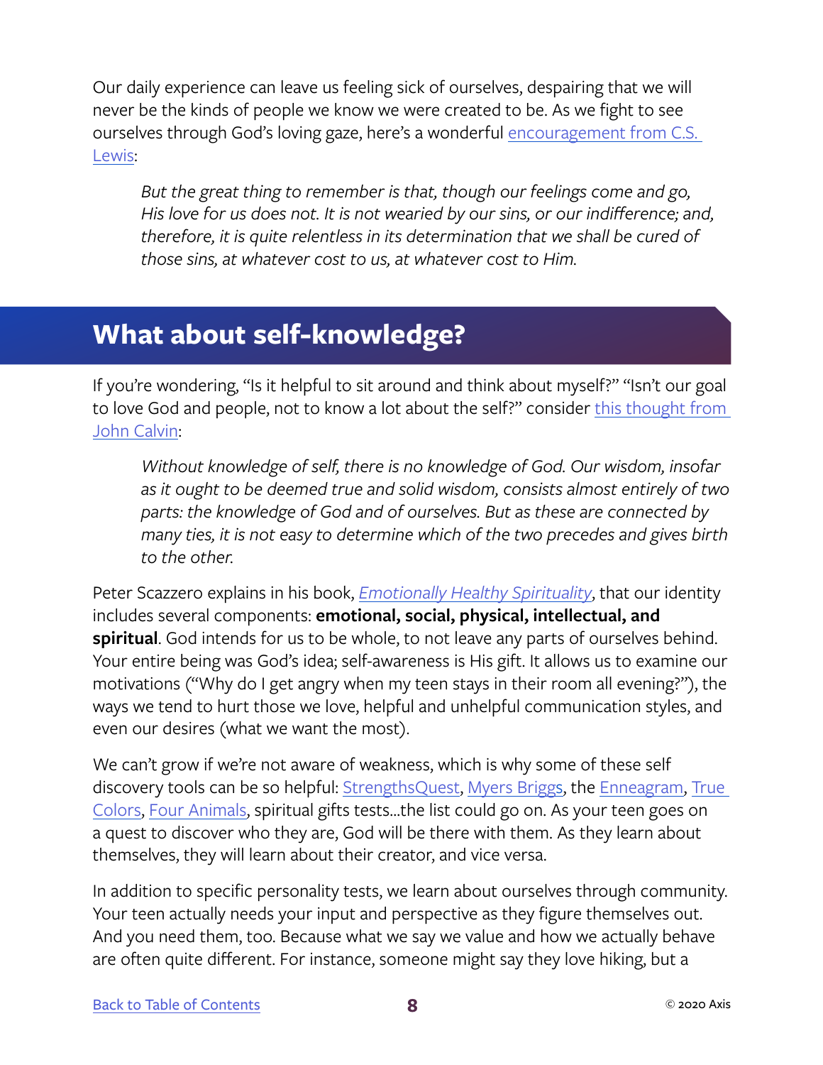Our daily experience can leave us feeling sick of ourselves, despairing that we will never be the kinds of people we know we were created to be. As we fight to see ourselves through God's loving gaze, here's a wonderful encouragement from C.S. Lewis:

> *But the great thing to remember is that, though our feelings come and go, His love for us does not. It is not wearied by our sins, or our indifference; and, therefore, it is quite relentless in its determination that we shall be cured of those sins, at whatever cost to us, at whatever cost to Him.*

## What about self-knowledge?

If you're wondering, "Is it helpful to sit around and think about myself?" "Isn't our goal to love God and people, not to know a lot about the self?" consider this thought from John Calvin:

> *Without knowledge of self, there is no knowledge of God. Our wisdom, insofar as it ought to be deemed true and solid wisdom, consists almost entirely of two parts: the knowledge of God and of ourselves. But as these are connected by many ties, it is not easy to determine which of the two precedes and gives birth to the other.*

Peter Scazzero explains in his book, *Emotionally Healthy Spirituality*, that our identity includes several components: **emotional, social, physical, intellectual, and spiritual**. God intends for us to be whole, to not leave any parts of ourselves behind. Your entire being was God's idea; self-awareness is His gift. It allows us to examine our motivations ("Why do I get angry when my teen stays in their room all evening?"), the ways we tend to hurt those we love, helpful and unhelpful communication styles, and even our desires (what we want the most).

We can't grow if we're not aware of weakness, which is why some of these self discovery tools can be so helpful: StrengthsQuest, Myers Briggs, the Enneagram, True Colors, Four Animals, spiritual gifts tests...the list could go on. As your teen goes on a quest to discover who they are, God will be there with them. As they learn about themselves, they will learn about their creator, and vice versa.

In addition to specific personality tests, we learn about ourselves through community. Your teen actually needs your input and perspective as they figure themselves out. And you need them, too. Because what we say we value and how we actually behave are often quite different. For instance, someone might say they love hiking, but a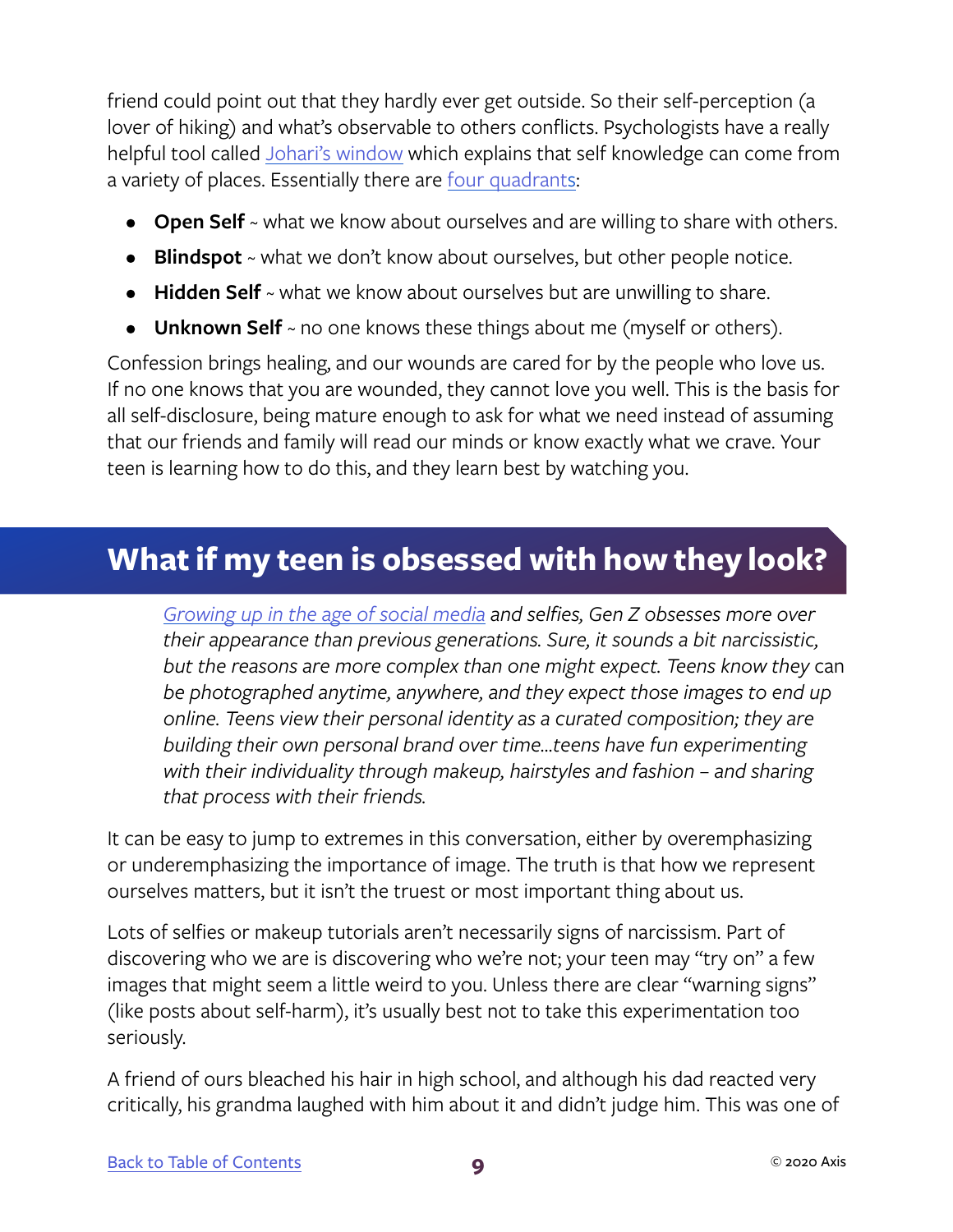friend could point out that they hardly ever get outside. So their self-perception (a lover of hiking) and what's observable to others conflicts. Psychologists have a really helpful tool called Johari's window which explains that self knowledge can come from a variety of places. Essentially there are four quadrants:

- **Open Self** ~ what we know about ourselves and are willing to share with others.
- **Blindspot** ~ what we don't know about ourselves, but other people notice.
- **Hidden Self** ~ what we know about ourselves but are unwilling to share.
- **Unknown Self** ~ no one knows these things about me (myself or others).

Confession brings healing, and our wounds are cared for by the people who love us. If no one knows that you are wounded, they cannot love you well. This is the basis for all self-disclosure, being mature enough to ask for what we need instead of assuming that our friends and family will read our minds or know exactly what we crave. Your teen is learning how to do this, and they learn best by watching you.

## What if my teen is obsessed with how they look?

> *Growing up in the age of social media and selfies, Gen Z obsesses more over their appearance than previous generations. Sure, it sounds a bit narcissistic, but the reasons are more complex than one might expect. Teens know they* can *be photographed anytime, anywhere, and they expect those images to end up online. Teens view their personal identity as a curated composition; they are building their own personal brand over time...teens have fun experimenting with their individuality through makeup, hairstyles and fashion – and sharing that process with their friends.*

It can be easy to jump to extremes in this conversation, either by overemphasizing or underemphasizing the importance of image. The truth is that how we represent ourselves matters, but it isn't the truest or most important thing about us.

Lots of selfies or makeup tutorials aren't necessarily signs of narcissism. Part of discovering who we are is discovering who we're not; your teen may "try on" a few images that might seem a little weird to you. Unless there are clear "warning signs" (like posts about self-harm), it's usually best not to take this experimentation too seriously.

A friend of ours bleached his hair in high school, and although his dad reacted very critically, his grandma laughed with him about it and didn't judge him. This was one of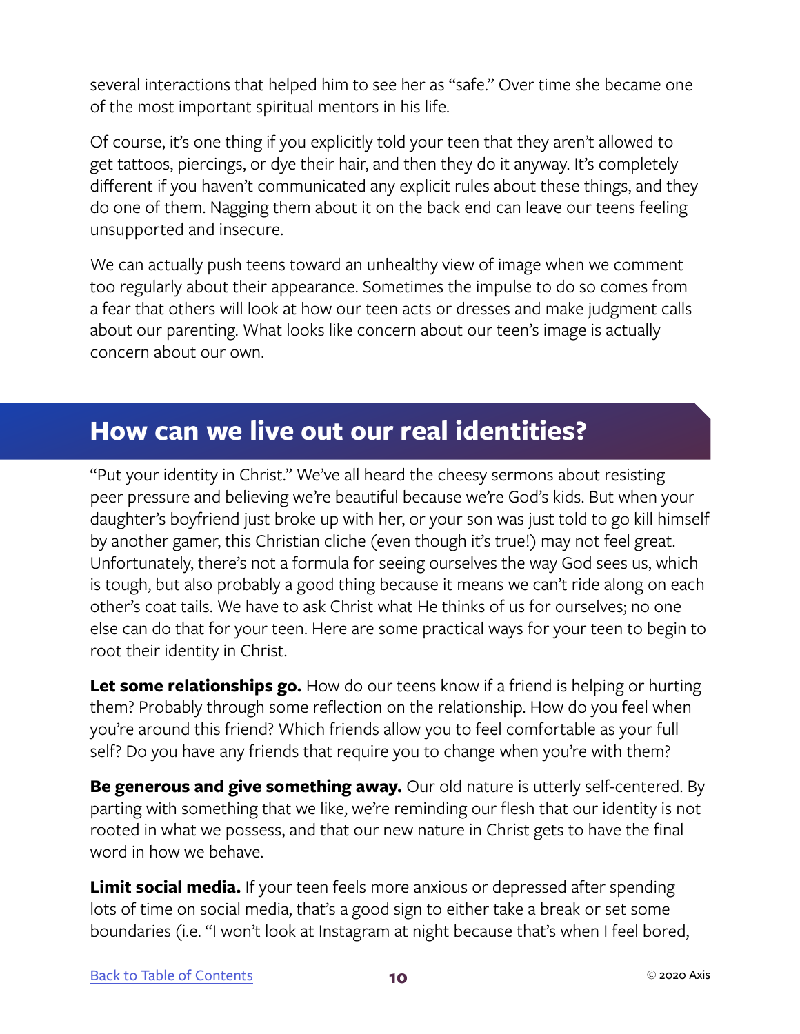several interactions that helped him to see her as "safe." Over time she became one of the most important spiritual mentors in his life.

Of course, it's one thing if you explicitly told your teen that they aren't allowed to get tattoos, piercings, or dye their hair, and then they do it anyway. It's completely different if you haven't communicated any explicit rules about these things, and they do one of them. Nagging them about it on the back end can leave our teens feeling unsupported and insecure.

We can actually push teens toward an unhealthy view of image when we comment too regularly about their appearance. Sometimes the impulse to do so comes from a fear that others will look at how our teen acts or dresses and make judgment calls about our parenting. What looks like concern about our teen's image is actually concern about our own.

## How can we live out our real identities?

"Put your identity in Christ." We've all heard the cheesy sermons about resisting peer pressure and believing we're beautiful because we're God's kids. But when your daughter's boyfriend just broke up with her, or your son was just told to go kill himself by another gamer, this Christian cliche (even though it's true!) may not feel great. Unfortunately, there's not a formula for seeing ourselves the way God sees us, which is tough, but also probably a good thing because it means we can't ride along on each other's coat tails. We have to ask Christ what He thinks of us for ourselves; no one else can do that for your teen. Here are some practical ways for your teen to begin to root their identity in Christ.

**Let some relationships go.** How do our teens know if a friend is helping or hurting them? Probably through some reflection on the relationship. How do you feel when you're around this friend? Which friends allow you to feel comfortable as your full self? Do you have any friends that require you to change when you're with them?

**Be generous and give something away.** Our old nature is utterly self-centered. By parting with something that we like, we're reminding our flesh that our identity is not rooted in what we possess, and that our new nature in Christ gets to have the final word in how we behave.

**Limit social media.** If your teen feels more anxious or depressed after spending lots of time on social media, that's a good sign to either take a break or set some boundaries (i.e. "I won't look at Instagram at night because that's when I feel bored,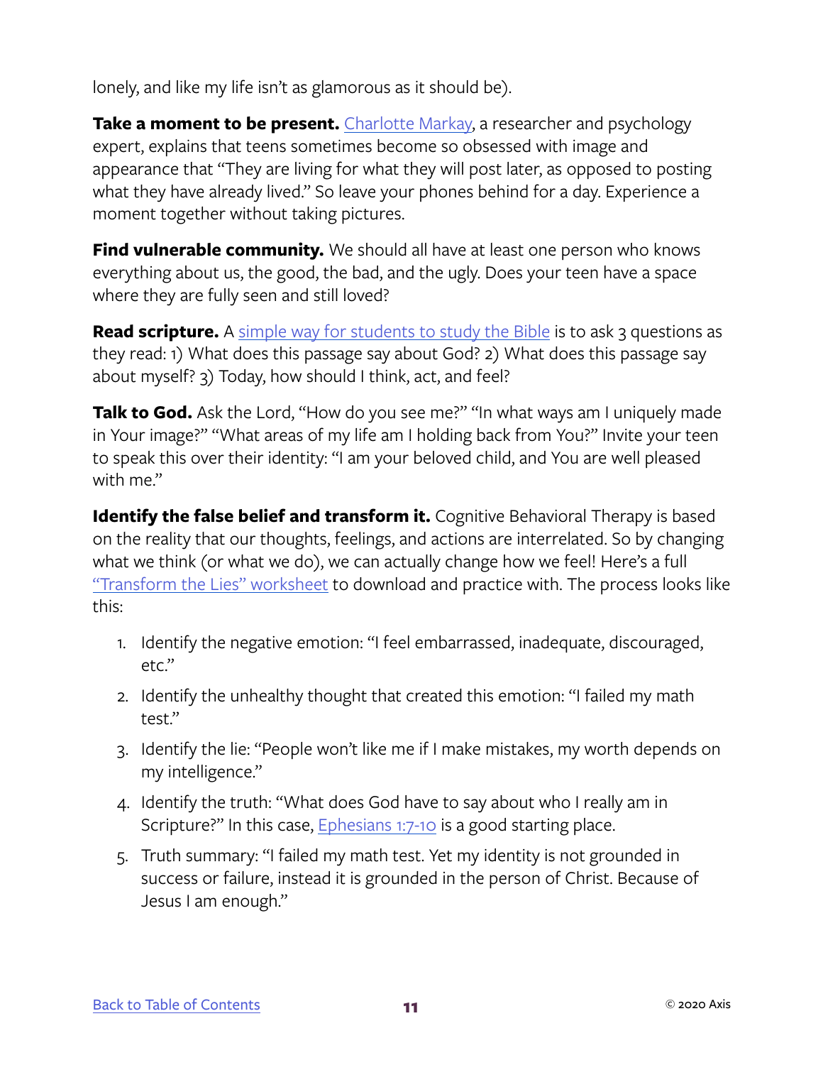lonely, and like my life isn't as glamorous as it should be).

**Take a moment to be present.** Charlotte Markay, a researcher and psychology expert, explains that teens sometimes become so obsessed with image and appearance that "They are living for what they will post later, as opposed to posting what they have already lived." So leave your phones behind for a day. Experience a moment together without taking pictures.

**Find vulnerable community.** We should all have at least one person who knows everything about us, the good, the bad, and the ugly. Does your teen have a space where they are fully seen and still loved?

**Read scripture.** A simple way for students to study the Bible is to ask 3 questions as they read: 1) What does this passage say about God? 2) What does this passage say about myself? 3) Today, how should I think, act, and feel?

**Talk to God.** Ask the Lord, "How do you see me?" "In what ways am I uniquely made in Your image?" "What areas of my life am I holding back from You?" Invite your teen to speak this over their identity: "I am your beloved child, and You are well pleased with me."

**Identify the false belief and transform it.** Cognitive Behavioral Therapy is based on the reality that our thoughts, feelings, and actions are interrelated. So by changing what we think (or what we do), we can actually change how we feel! Here's a full "Transform the Lies" worksheet to download and practice with. The process looks like this:

1. Identify the negative emotion: "I feel embarrassed, inadequate, discouraged, etc."
2. Identify the unhealthy thought that created this emotion: "I failed my math test."
3. Identify the lie: "People won't like me if I make mistakes, my worth depends on my intelligence."
4. Identify the truth: "What does God have to say about who I really am in Scripture?" In this case, Ephesians 1:7-10 is a good starting place.
5. Truth summary: "I failed my math test. Yet my identity is not grounded in success or failure, instead it is grounded in the person of Christ. Because of Jesus I am enough."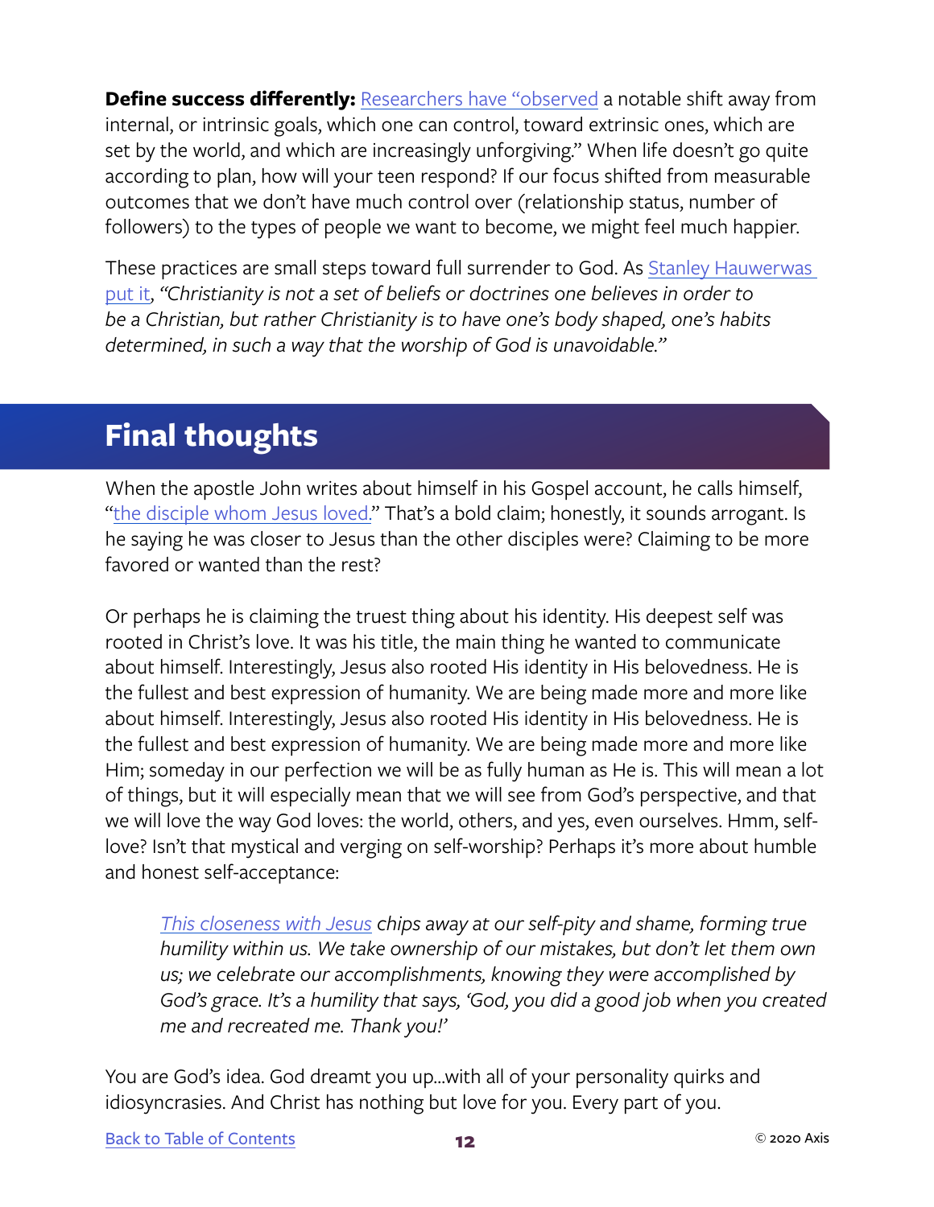**Define success differently:** Researchers have "observed a notable shift away from internal, or intrinsic goals, which one can control, toward extrinsic ones, which are set by the world, and which are increasingly unforgiving." When life doesn't go quite according to plan, how will your teen respond? If our focus shifted from measurable outcomes that we don't have much control over (relationship status, number of followers) to the types of people we want to become, we might feel much happier.

These practices are small steps toward full surrender to God. As Stanley Hauwerwas put it, *"Christianity is not a set of beliefs or doctrines one believes in order to be a Christian, but rather Christianity is to have one's body shaped, one's habits determined, in such a way that the worship of God is unavoidable."*

## Final thoughts

When the apostle John writes about himself in his Gospel account, he calls himself, "the disciple whom Jesus loved." That's a bold claim; honestly, it sounds arrogant. Is he saying he was closer to Jesus than the other disciples were? Claiming to be more favored or wanted than the rest?

Or perhaps he is claiming the truest thing about his identity. His deepest self was rooted in Christ's love. It was his title, the main thing he wanted to communicate about himself. Interestingly, Jesus also rooted His identity in His belovedness. He is the fullest and best expression of humanity. We are being made more and more like about himself. Interestingly, Jesus also rooted His identity in His belovedness. He is the fullest and best expression of humanity. We are being made more and more like Him; someday in our perfection we will be as fully human as He is. This will mean a lot of things, but it will especially mean that we will see from God's perspective, and that we will love the way God loves: the world, others, and yes, even ourselves. Hmm, self-love? Isn't that mystical and verging on self-worship? Perhaps it's more about humble and honest self-acceptance:

> *This closeness with Jesus chips away at our self-pity and shame, forming true humility within us. We take ownership of our mistakes, but don't let them own us; we celebrate our accomplishments, knowing they were accomplished by God's grace. It's a humility that says, 'God, you did a good job when you created me and recreated me. Thank you!'*

You are God's idea. God dreamt you up...with all of your personality quirks and idiosyncrasies. And Christ has nothing but love for you. Every part of you.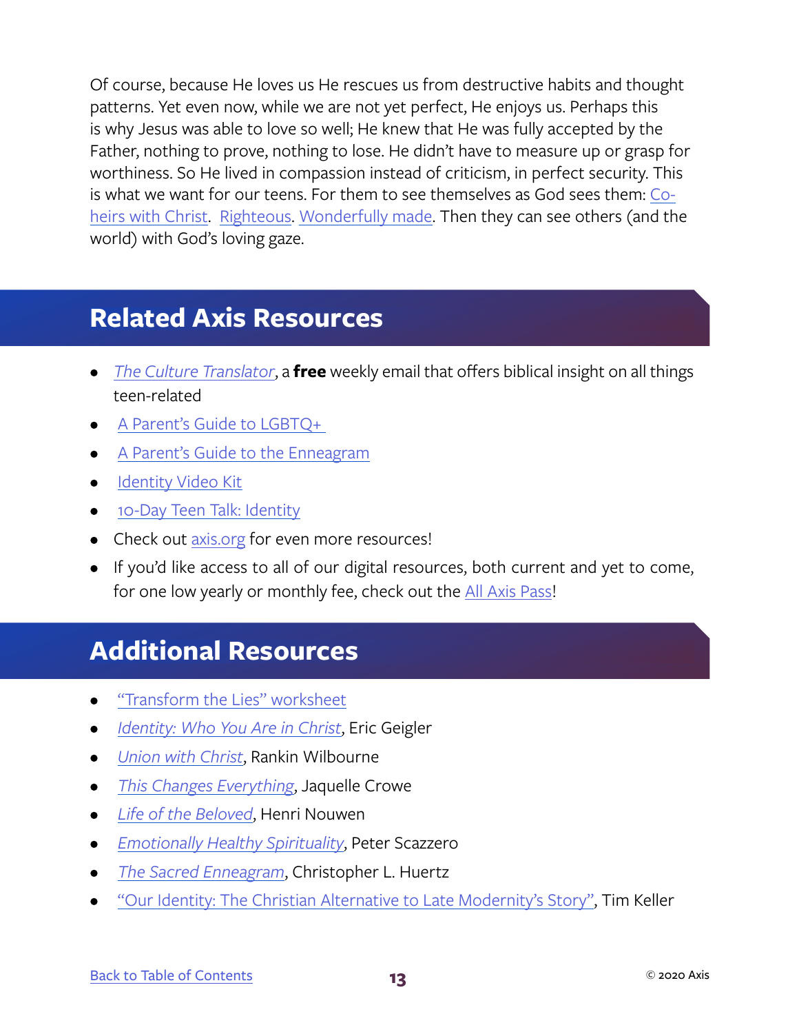Of course, because He loves us He rescues us from destructive habits and thought patterns. Yet even now, while we are not yet perfect, He enjoys us. Perhaps this is why Jesus was able to love so well; He knew that He was fully accepted by the Father, nothing to prove, nothing to lose. He didn't have to measure up or grasp for worthiness. So He lived in compassion instead of criticism, in perfect security. This is what we want for our teens. For them to see themselves as God sees them: Co-heirs with Christ. Righteous. Wonderfully made. Then they can see others (and the world) with God's loving gaze.

## Related Axis Resources

- *The Culture Translator*, a **free** weekly email that offers biblical insight on all things teen-related
- A Parent's Guide to LGBTQ+
- A Parent's Guide to the Enneagram
- Identity Video Kit
- 10-Day Teen Talk: Identity
- Check out axis.org for even more resources!
- If you'd like access to all of our digital resources, both current and yet to come, for one low yearly or monthly fee, check out the All Axis Pass!

## Additional Resources

- "Transform the Lies" worksheet
- *Identity: Who You Are in Christ*, Eric Geigler
- *Union with Christ*, Rankin Wilbourne
- *This Changes Everything*, Jaquelle Crowe
- *Life of the Beloved*, Henri Nouwen
- *Emotionally Healthy Spirituality*, Peter Scazzero
- *The Sacred Enneagram*, Christopher L. Huertz
- "Our Identity: The Christian Alternative to Late Modernity's Story", Tim Keller

Back to Table of Contents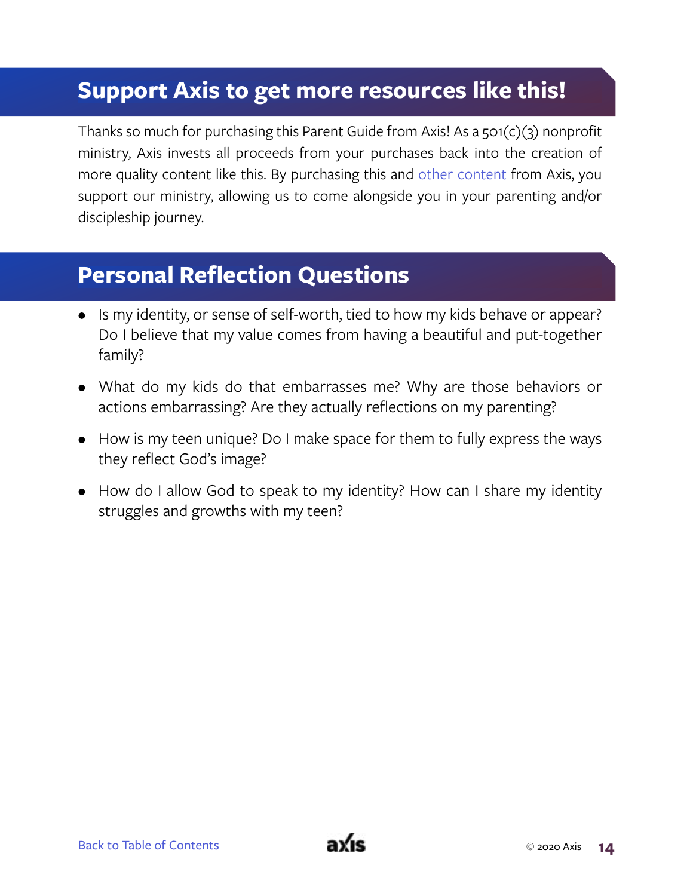## Support Axis to get more resources like this!

Thanks so much for purchasing this Parent Guide from Axis! As a 501(c)(3) nonprofit ministry, Axis invests all proceeds from your purchases back into the creation of more quality content like this. By purchasing this and other content from Axis, you support our ministry, allowing us to come alongside you in your parenting and/or discipleship journey.

## Personal Reflection Questions

- Is my identity, or sense of self-worth, tied to how my kids behave or appear? Do I believe that my value comes from having a beautiful and put-together family?
- What do my kids do that embarrasses me? Why are those behaviors or actions embarrassing? Are they actually reflections on my parenting?
- How is my teen unique? Do I make space for them to fully express the ways they reflect God's image?
- How do I allow God to speak to my identity? How can I share my identity struggles and growths with my teen?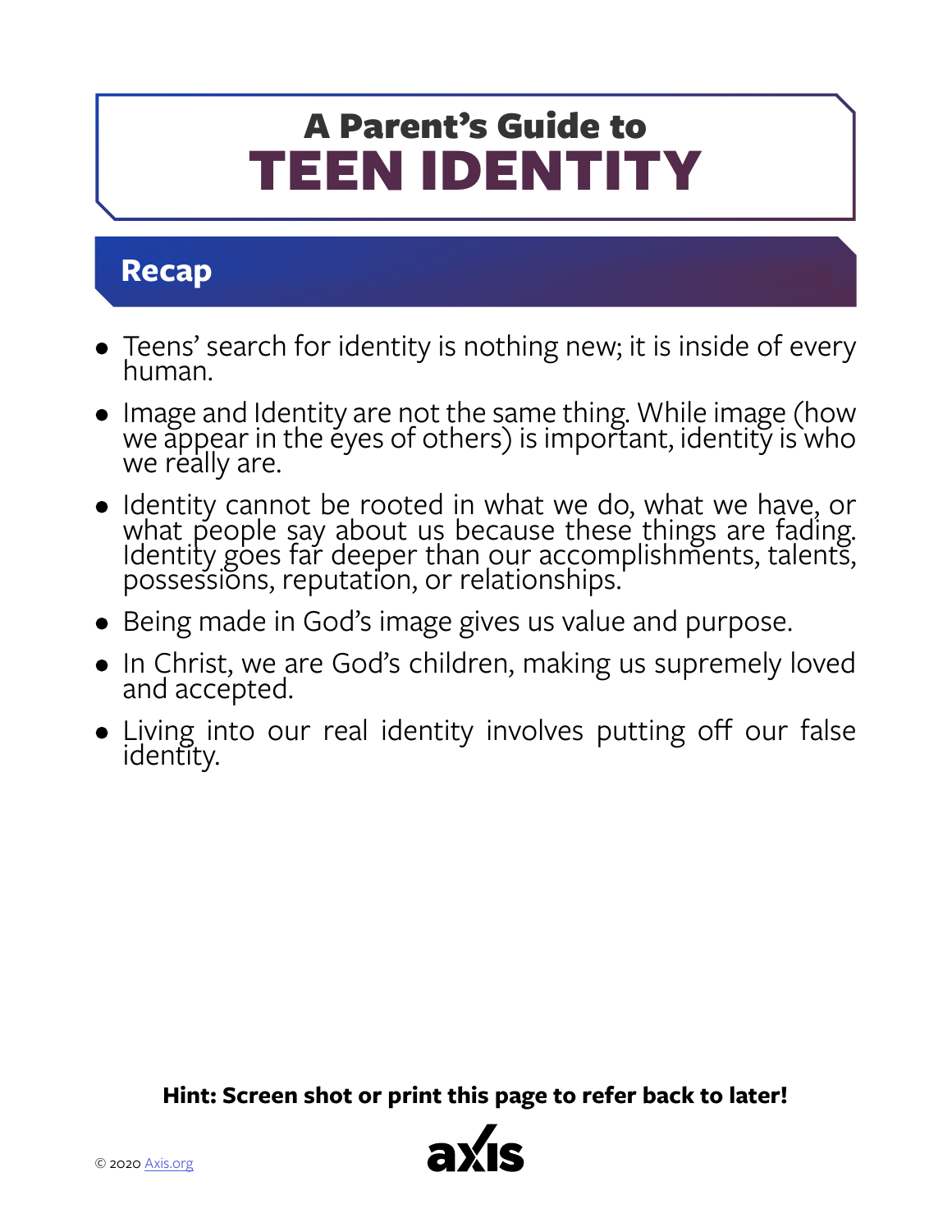# A Parent's Guide to TEEN IDENTITY

## Recap

- Teens' search for identity is nothing new; it is inside of every human.
- Image and Identity are not the same thing. While image (how we appear in the eyes of others) is important, identity is who we really are.
- Identity cannot be rooted in what we do, what we have, or what people say about us because these things are fading. Identity goes far deeper than our accomplishments, talents, possessions, reputation, or relationships.
- Being made in God's image gives us value and purpose.
- In Christ, we are God's children, making us supremely loved and accepted.
- Living into our real identity involves putting off our false identity.

**Hint: Screen shot or print this page to refer back to later!**

© 2020 Axis.org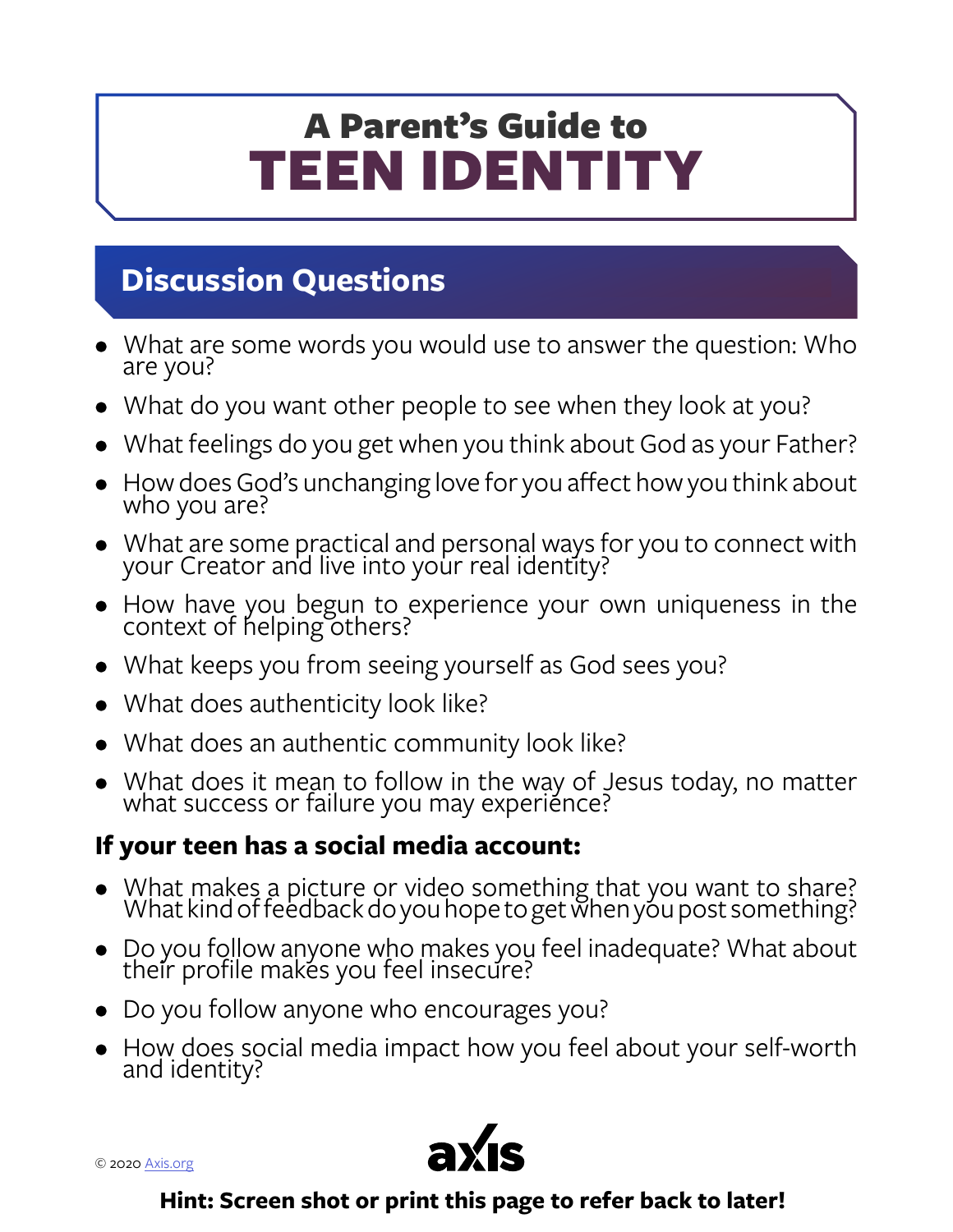# A Parent's Guide to TEEN IDENTITY

## Discussion Questions

- What are some words you would use to answer the question: Who are you?
- What do you want other people to see when they look at you?
- What feelings do you get when you think about God as your Father?
- How does God's unchanging love for you affect how you think about who you are?
- What are some practical and personal ways for you to connect with your Creator and live into your real identity?
- How have you begun to experience your own uniqueness in the context of helping others?
- What keeps you from seeing yourself as God sees you?
- What does authenticity look like?
- What does an authentic community look like?
- What does it mean to follow in the way of Jesus today, no matter what success or failure you may experience?

### If your teen has a social media account:

- What makes a picture or video something that you want to share? What kind of feedback do you hope to get when you post something?
- Do you follow anyone who makes you feel inadequate? What about their profile makes you feel insecure?
- Do you follow anyone who encourages you?
- How does social media impact how you feel about your self-worth and identity?

© 2020 Axis.org

axis

**Hint: Screen shot or print this page to refer back to later!**